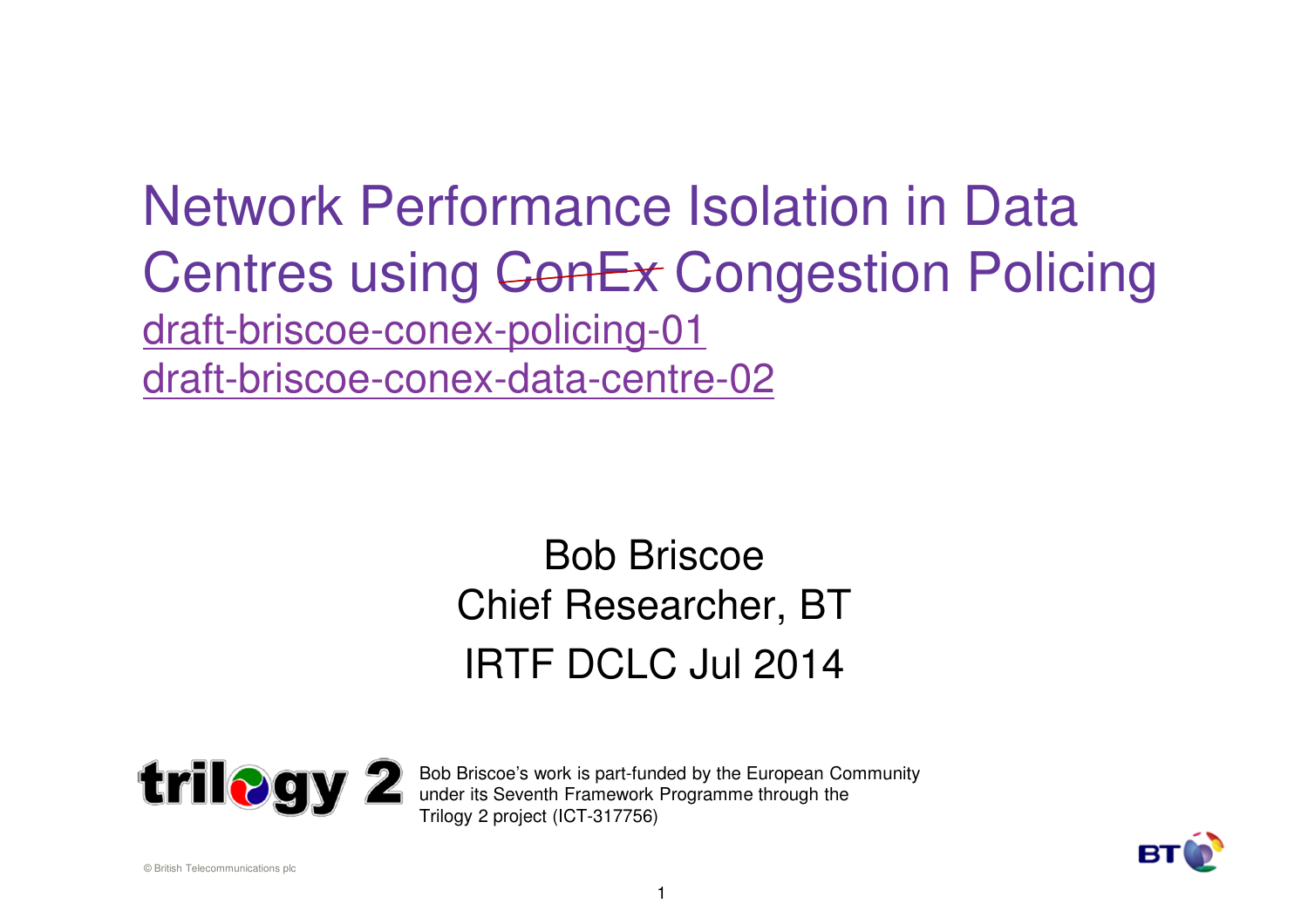# Network Performance Isolation in Data Centres using ~~ConEx~~ Congestion Policing

draft-briscoe-conex-policing-01

draft-briscoe-conex-data-centre-02

Bob Briscoe

Chief Researcher, BT

IRTF DCLC Jul 2014

trilogy 2

Bob Briscoe's work is part-funded by the European Community under its Seventh Framework Programme through the Trilogy 2 project (ICT-317756)

© British Telecommunications plc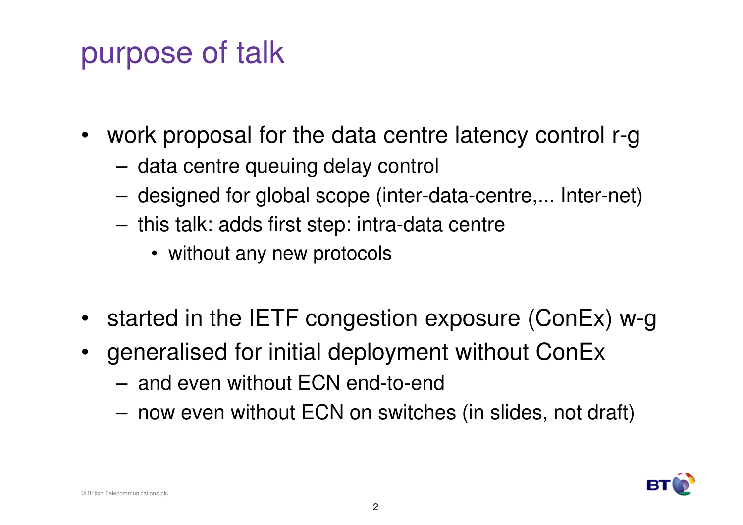# purpose of talk

- work proposal for the data centre latency control r-g
  - data centre queuing delay control
  - designed for global scope (inter-data-centre,... Inter-net)
  - this talk: adds first step: intra-data centre
    - without any new protocols

- started in the IETF congestion exposure (ConEx) w-g
- generalised for initial deployment without ConEx
  - and even without ECN end-to-end
  - now even without ECN on switches (in slides, not draft)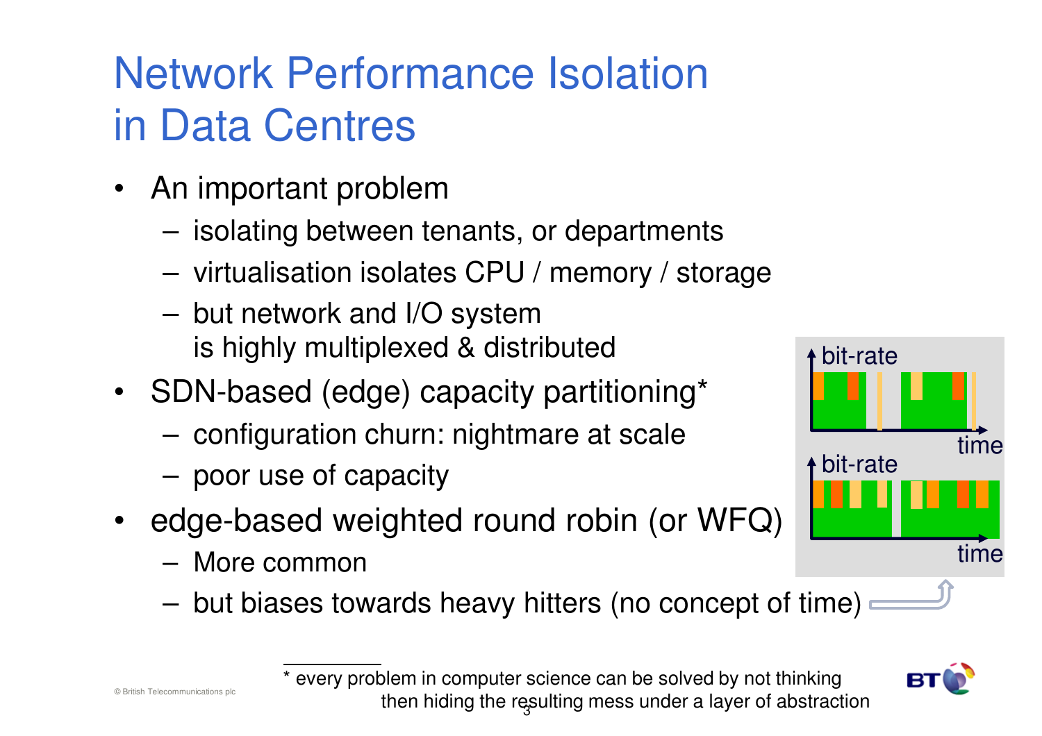# Network Performance Isolation in Data Centres

- An important problem
  - isolating between tenants, or departments
  - virtualisation isolates CPU / memory / storage
  - but network and I/O system is highly multiplexed & distributed
- SDN-based (edge) capacity partitioning*
  - configuration churn: nightmare at scale
  - poor use of capacity
- edge-based weighted round robin (or WFQ)
  - More common
  - but biases towards heavy hitters (no concept of time)

bit-rate

time

bit-rate

time

* every problem in computer science can be solved by not thinking then hiding the resulting mess under a layer of abstraction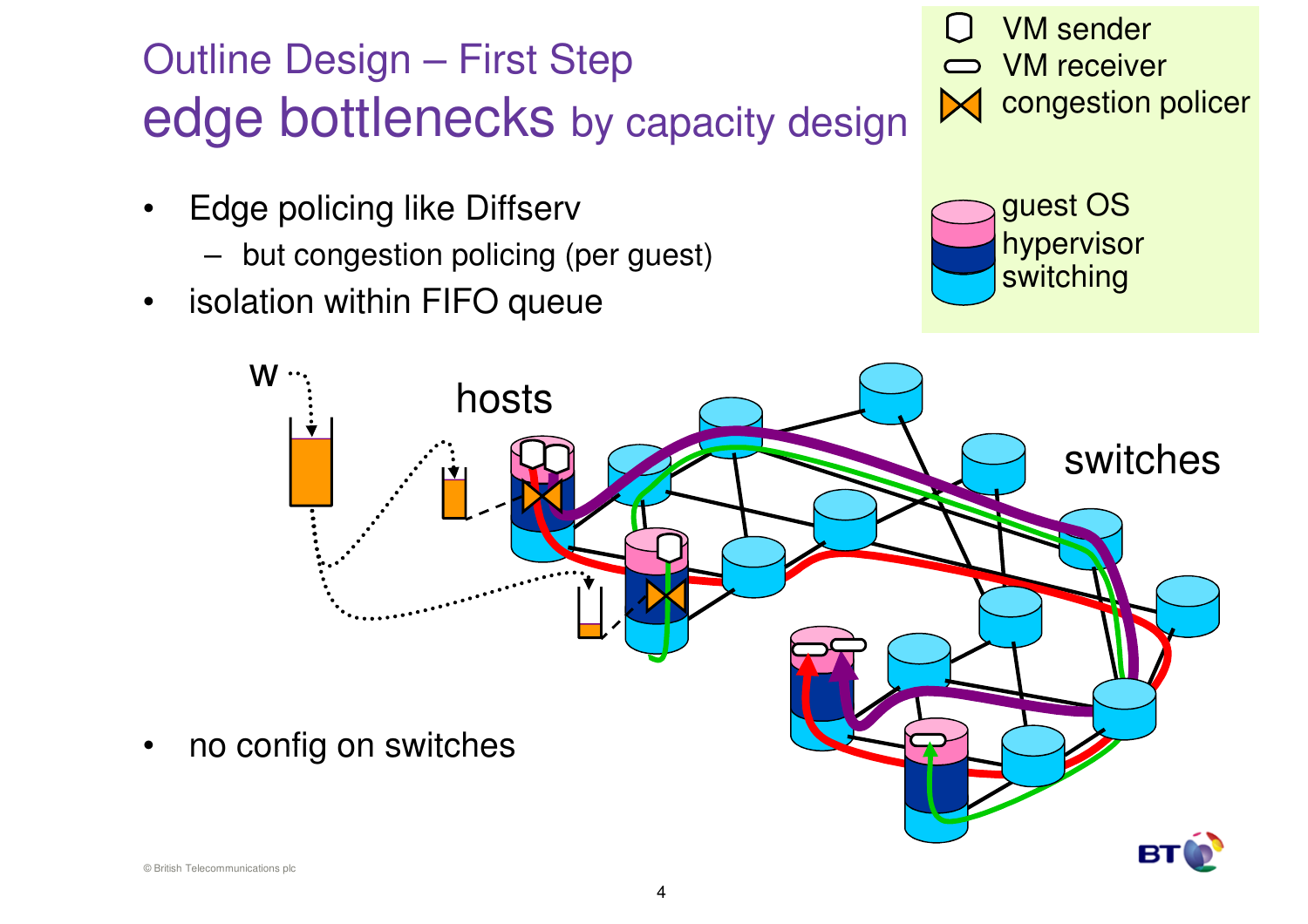# Outline Design – First Step

## edge bottlenecks by capacity design

- Edge policing like Diffserv
  - but congestion policing (per guest)
- isolation within FIFO queue

- no config on switches

VM sender
VM receiver
congestion policer

guest OS
hypervisor
switching

w

hosts

switches

© British Telecommunications plc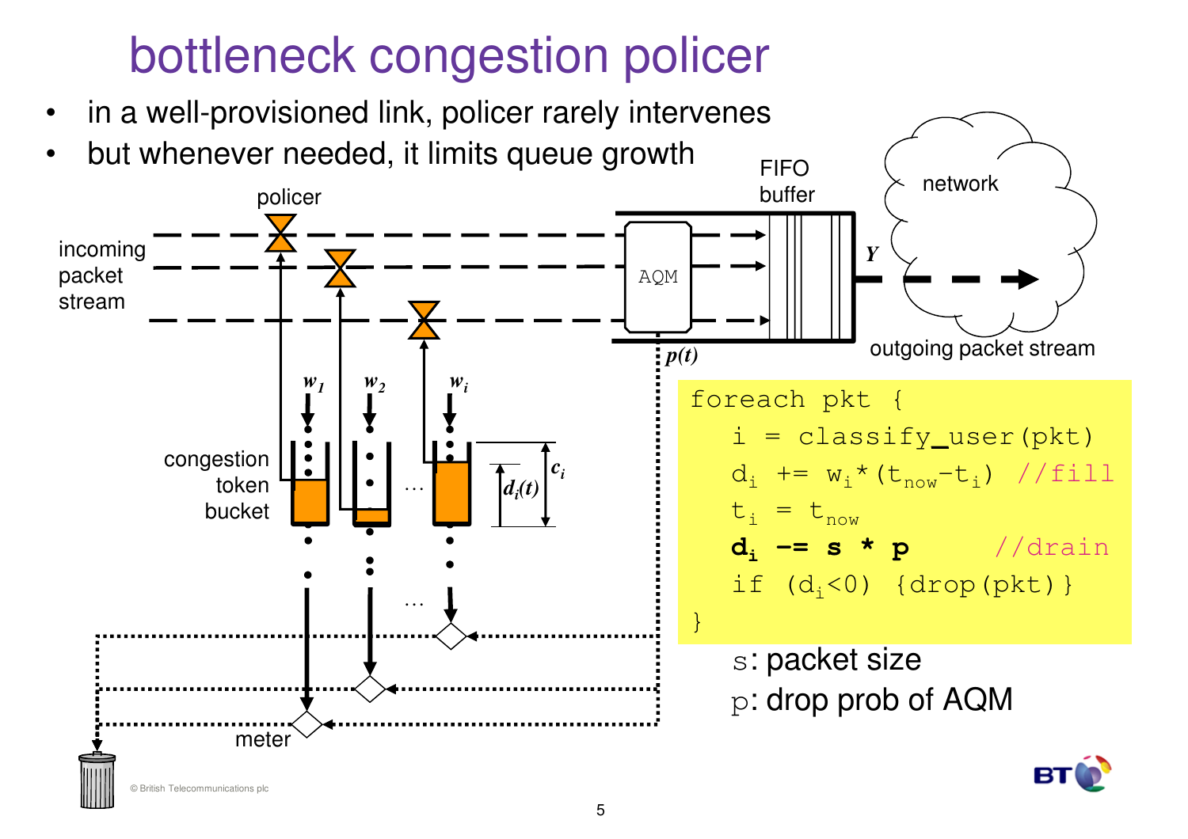# bottleneck congestion policer

- in a well-provisioned link, policer rarely intervenes
- but whenever needed, it limits queue growth

policer

incoming packet stream

FIFO buffer

network

AQM

$Y$

$p(t)$

outgoing packet stream

$w_1$ $w_2$ $w_i$

congestion token bucket

$c_i$

$d_i(t)$

meter

```
foreach pkt {
   i = classify_user(pkt)
   di += wi*(tnow-ti) //fill
   ti = tnow
   di -= s * p       //drain
   if (di<0) {drop(pkt)}
}
```

s: packet size

p: drop prob of AQM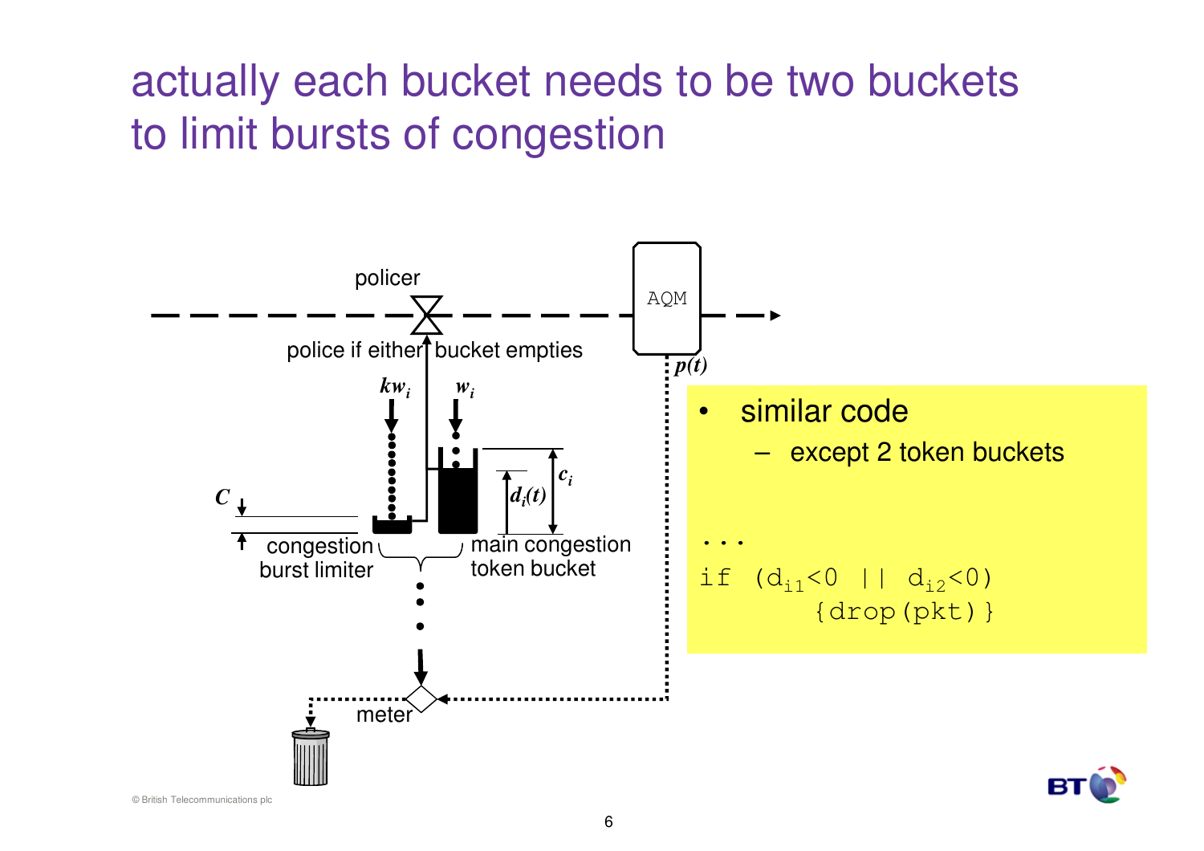# actually each bucket needs to be two buckets to limit bursts of congestion

policer

police if either bucket empties

$kw_i$ $w_i$

$C$

$c_i$

$d_i(t)$

congestion burst limiter

main congestion token bucket

AQM

$p(t)$

meter

- similar code
  - except 2 token buckets

```
...
if (d_i1<0 || d_i2<0)
      {drop(pkt)}
```

© British Telecommunications plc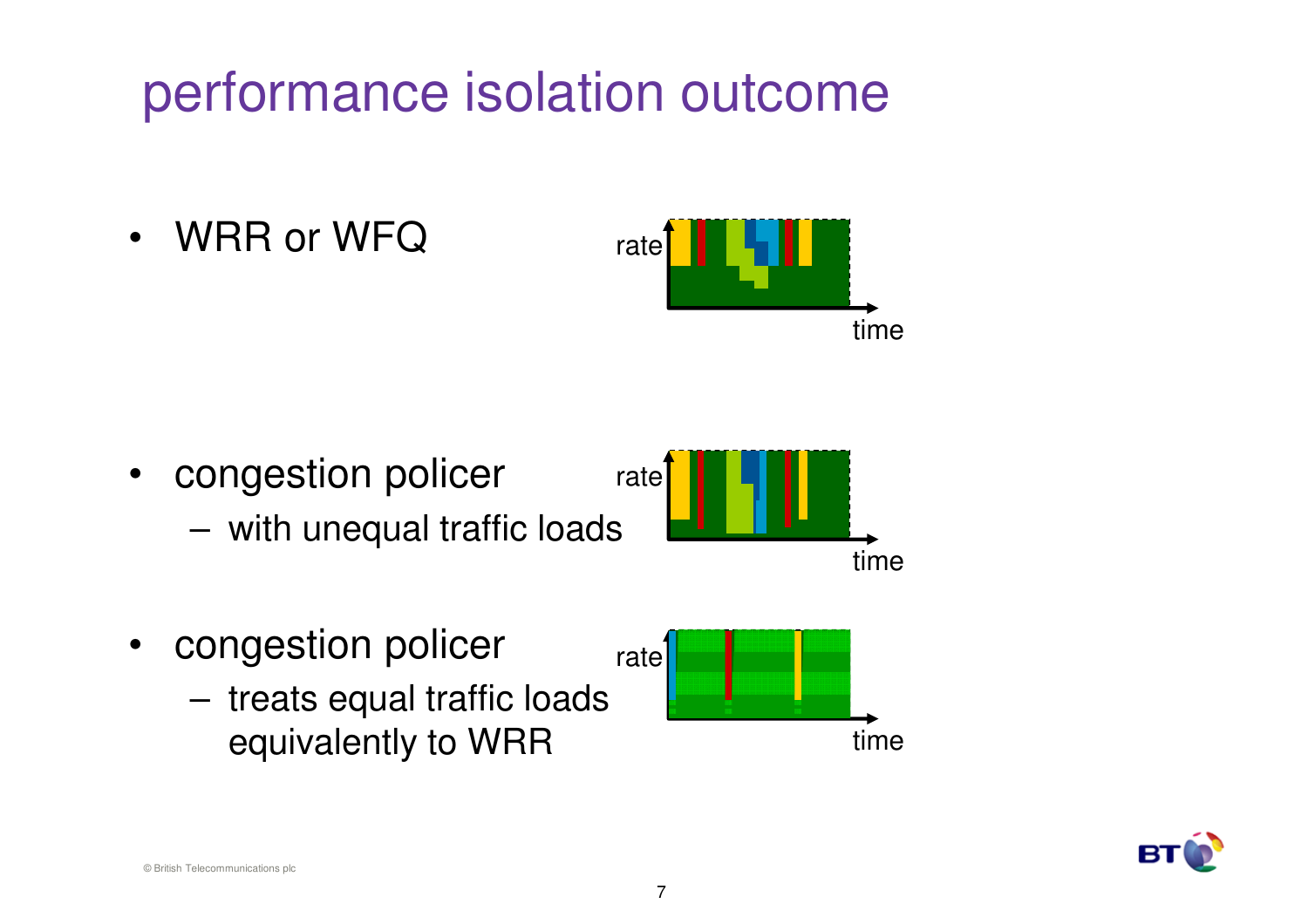# performance isolation outcome

- WRR or WFQ

- congestion policer
  - with unequal traffic loads

- congestion policer
  - treats equal traffic loads equivalently to WRR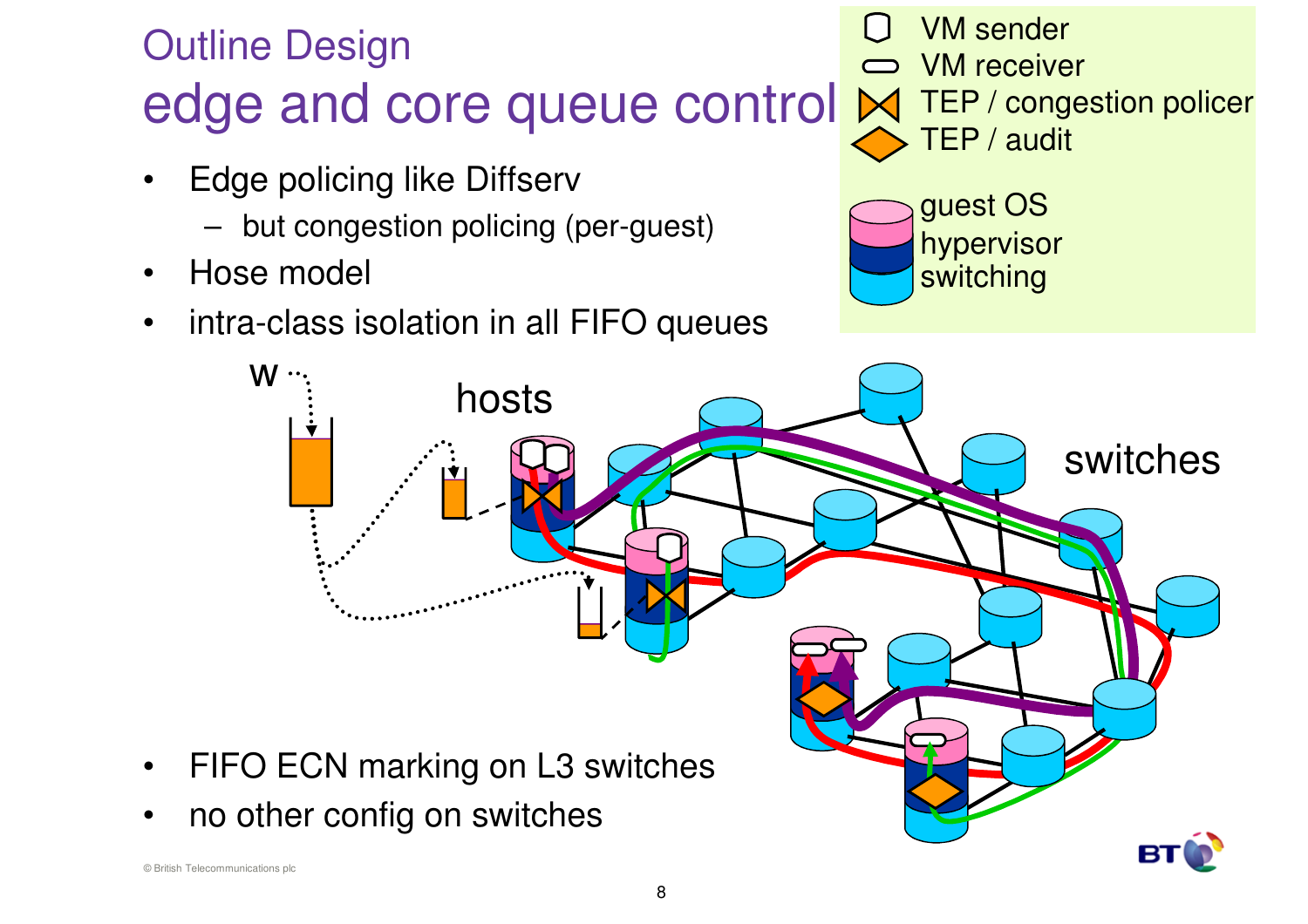# Outline Design

## edge and core queue control

- Edge policing like Diffserv
  - but congestion policing (per-guest)
- Hose model
- intra-class isolation in all FIFO queues

- FIFO ECN marking on L3 switches
- no other config on switches

© British Telecommunications plc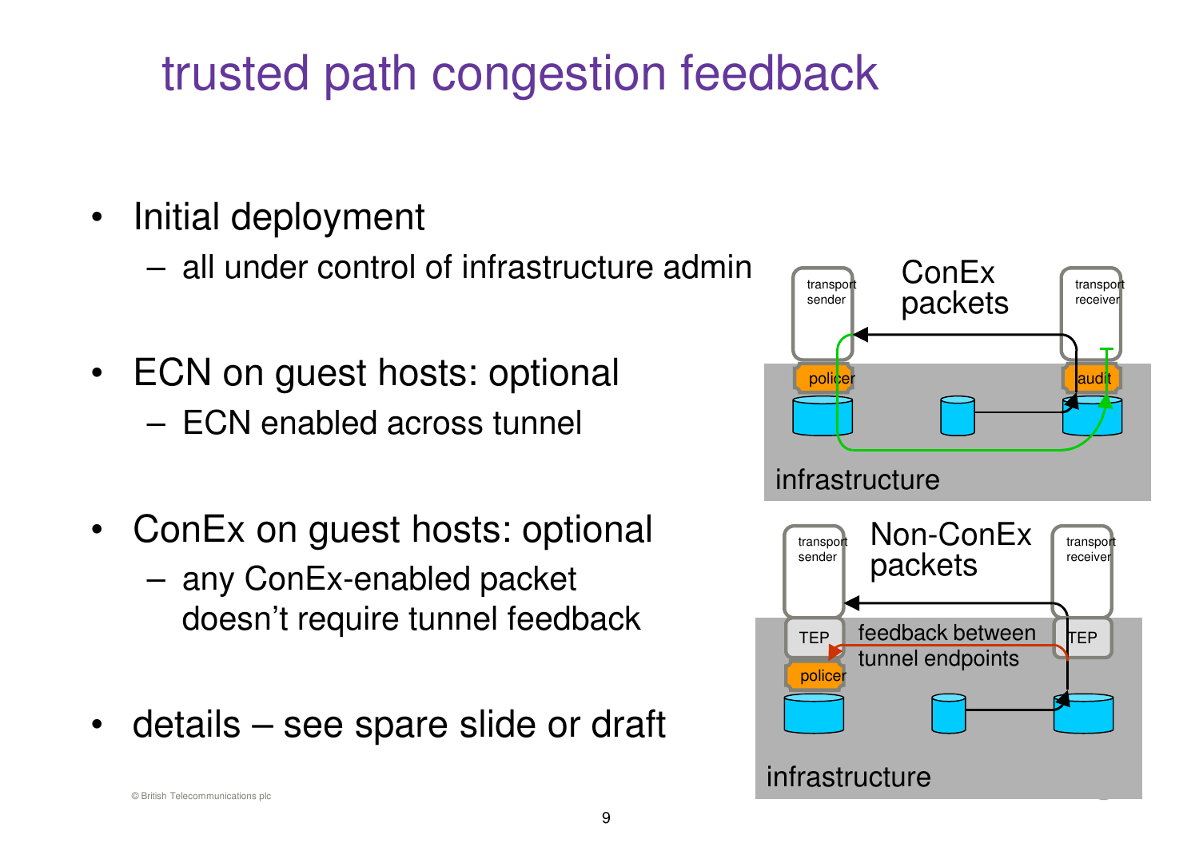# trusted path congestion feedback

- Initial deployment
  - all under control of infrastructure admin
- ECN on guest hosts: optional
  - ECN enabled across tunnel
- ConEx on guest hosts: optional
  - any ConEx-enabled packet doesn't require tunnel feedback
- details – see spare slide or draft

transport sender | ConEx packets | transport receiver | policer | audit | infrastructure

transport sender | Non-ConEx packets | transport receiver | TEP | feedback between tunnel endpoints | TEP | policer | infrastructure

© British Telecommunications plc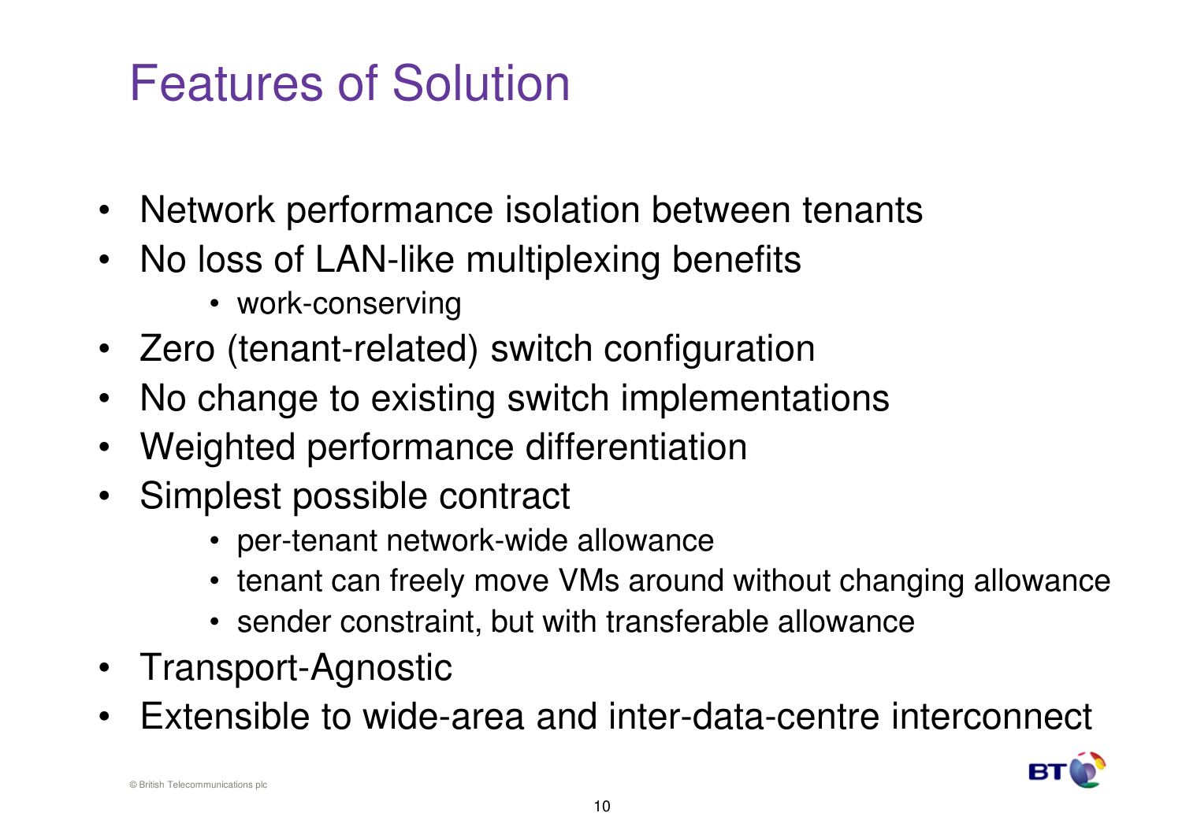# Features of Solution

- Network performance isolation between tenants
- No loss of LAN-like multiplexing benefits
  - work-conserving
- Zero (tenant-related) switch configuration
- No change to existing switch implementations
- Weighted performance differentiation
- Simplest possible contract
  - per-tenant network-wide allowance
  - tenant can freely move VMs around without changing allowance
  - sender constraint, but with transferable allowance
- Transport-Agnostic
- Extensible to wide-area and inter-data-centre interconnect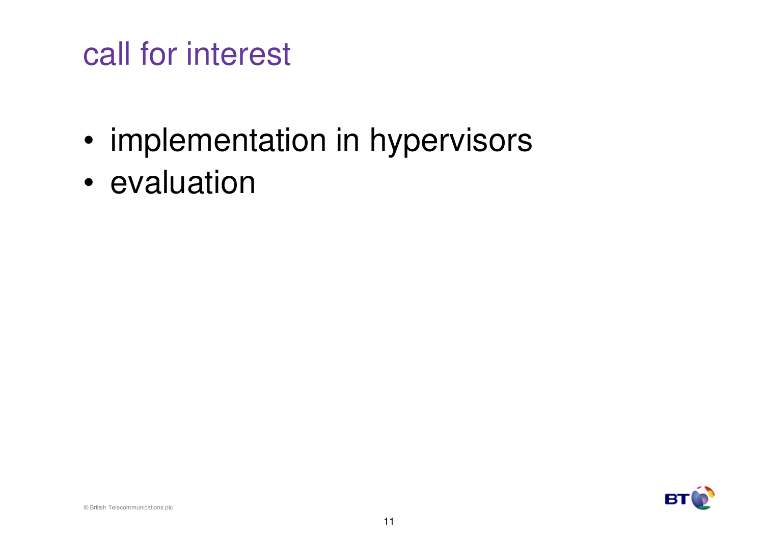# call for interest

- implementation in hypervisors
- evaluation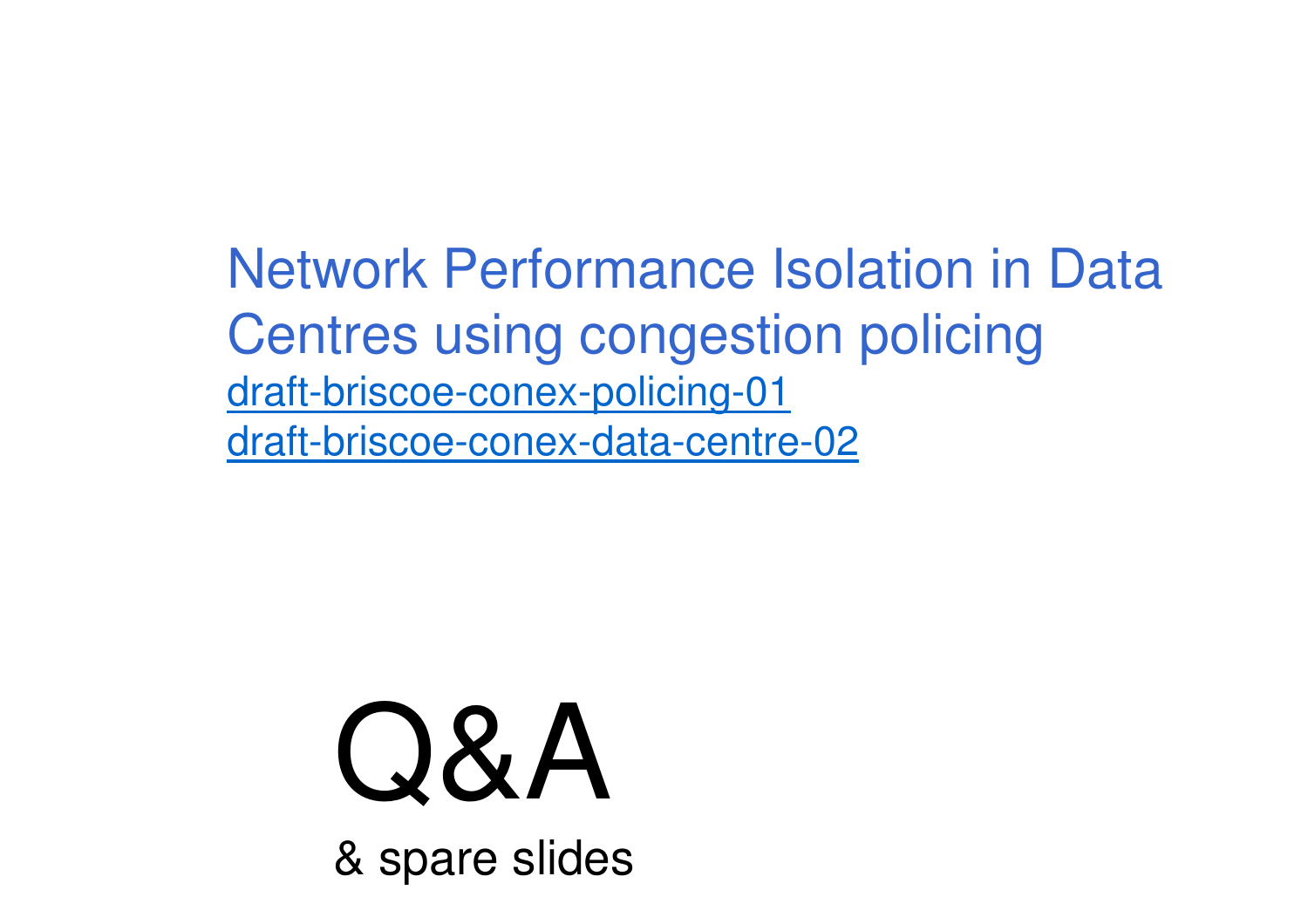# Network Performance Isolation in Data Centres using congestion policing

draft-briscoe-conex-policing-01
draft-briscoe-conex-data-centre-02

# Q&A

& spare slides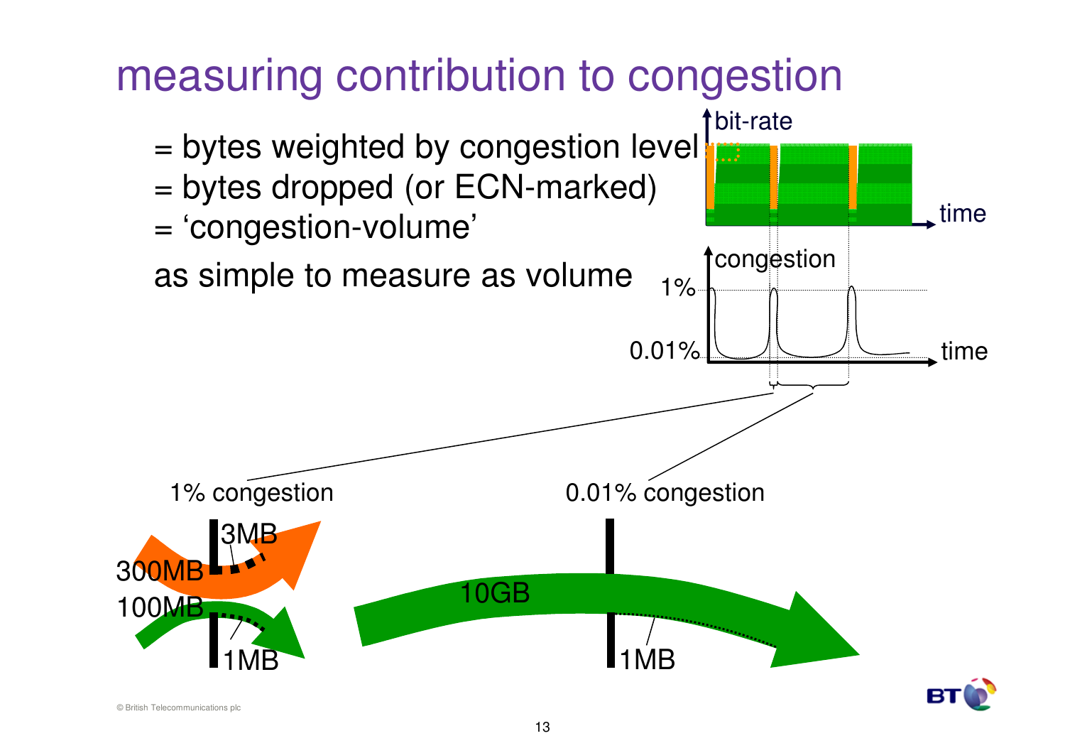# measuring contribution to congestion

= bytes weighted by congestion level
= bytes dropped (or ECN-marked)
= 'congestion-volume'

as simple to measure as volume

bit-rate

time

congestion

1%

0.01%

time

1% congestion

3MB

300MB

100MB

1MB

0.01% congestion

10GB

1MB

© British Telecommunications plc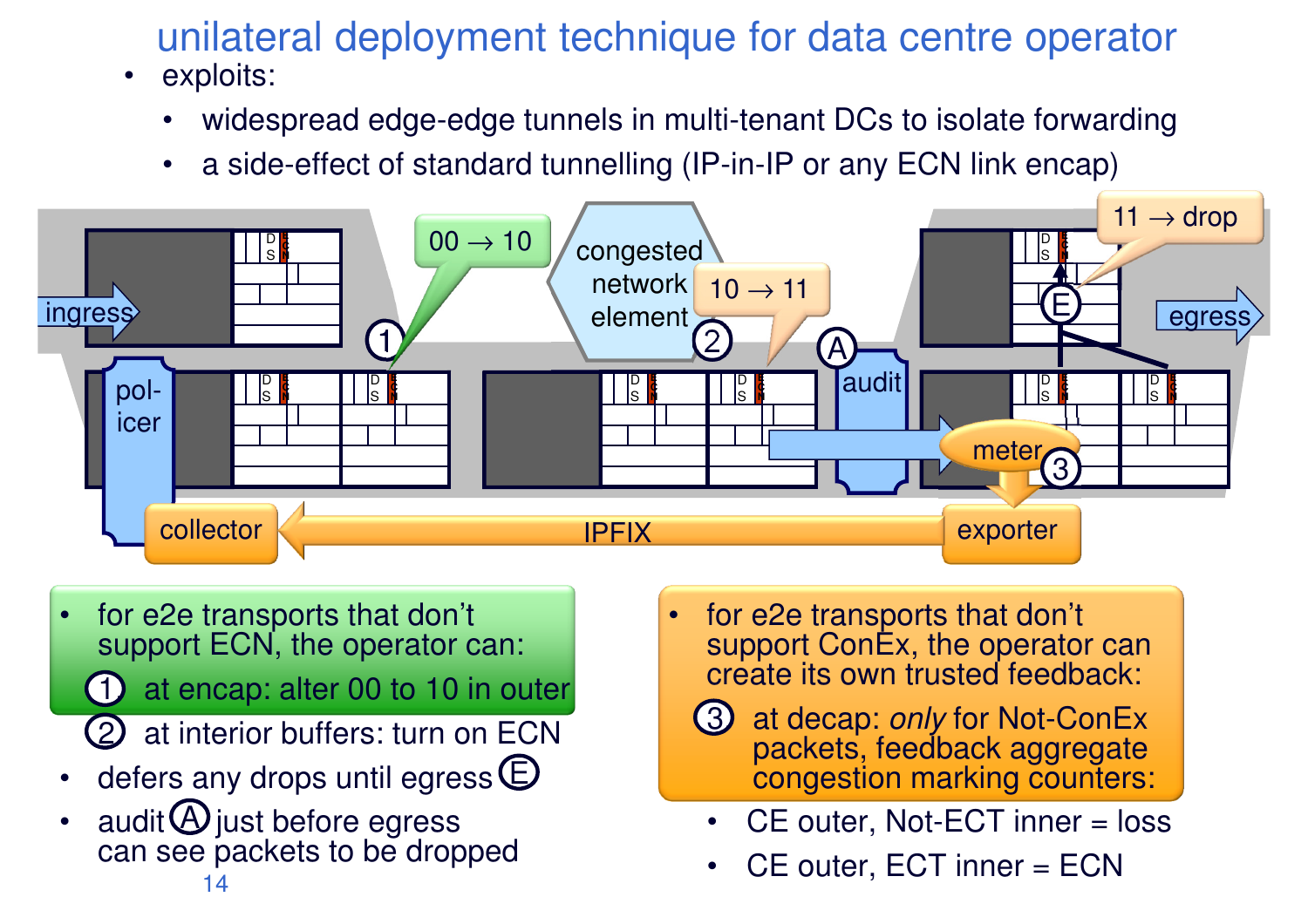# unilateral deployment technique for data centre operator

- exploits:
  - widespread edge-edge tunnels in multi-tenant DCs to isolate forwarding
  - a side-effect of standard tunnelling (IP-in-IP or any ECN link encap)

ingress

pol-icer

collector

IPFIX

exporter

meter

③

audit

Ⓐ

① 00 → 10

congested network element

② 10 → 11

Ⓔ 11 → drop

egress

- for e2e transports that don't support ECN, the operator can:

  ① at encap: alter 00 to 10 in outer

  ② at interior buffers: turn on ECN
- defers any drops until egress Ⓔ
- audit Ⓐ just before egress can see packets to be dropped

- for e2e transports that don't support ConEx, the operator can create its own trusted feedback:

  ③ at decap: *only* for Not-ConEx packets, feedback aggregate congestion marking counters:
  - CE outer, Not-ECT inner = loss
  - CE outer, ECT inner = ECN